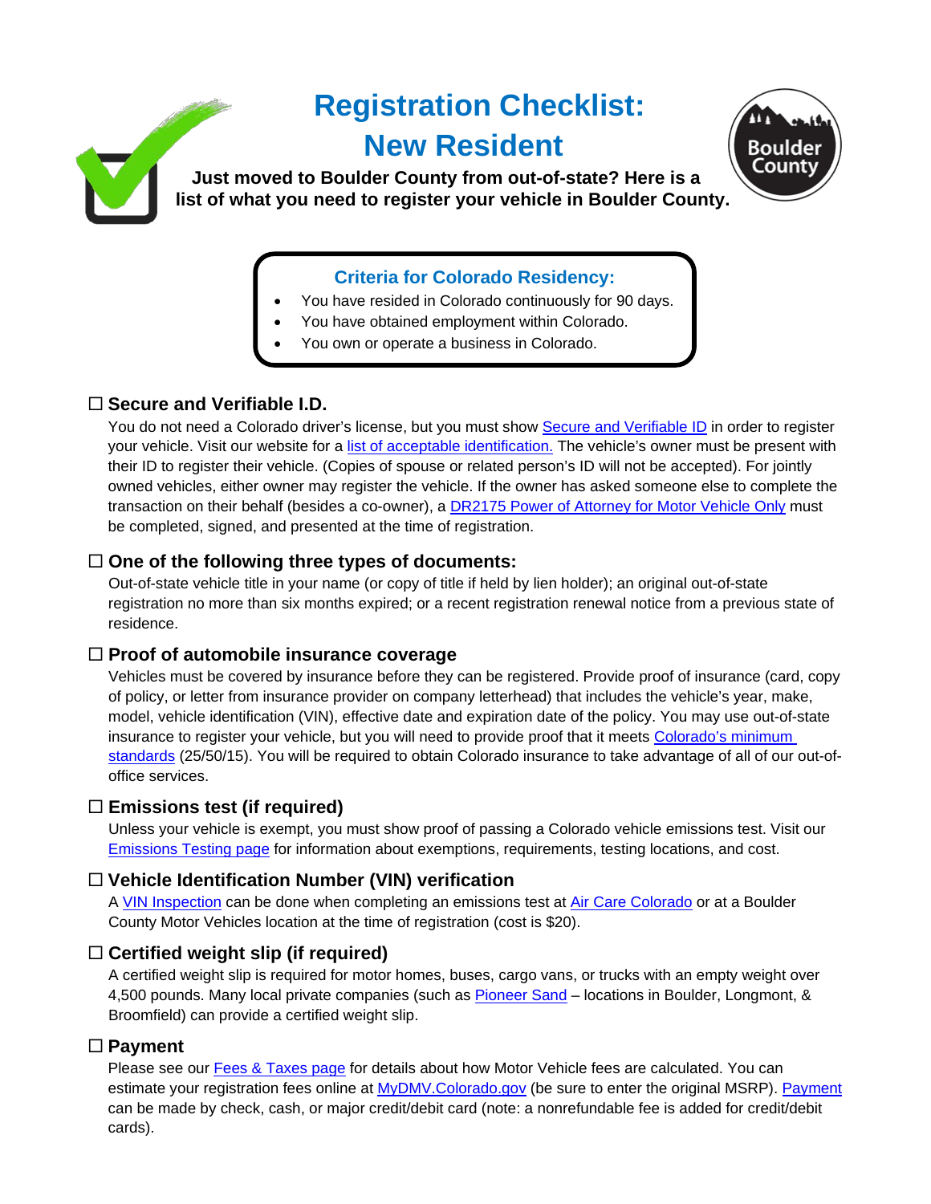# Registration Checklist: New Resident

**Just moved to Boulder County from out-of-state? Here is a list of what you need to register your vehicle in Boulder County.**

### Criteria for Colorado Residency:

- You have resided in Colorado continuously for 90 days.
- You have obtained employment within Colorado.
- You own or operate a business in Colorado.

### ☐ Secure and Verifiable I.D.

You do not need a Colorado driver's license, but you must show Secure and Verifiable ID in order to register your vehicle. Visit our website for a list of acceptable identification. The vehicle's owner must be present with their ID to register their vehicle. (Copies of spouse or related person's ID will not be accepted). For jointly owned vehicles, either owner may register the vehicle. If the owner has asked someone else to complete the transaction on their behalf (besides a co-owner), a DR2175 Power of Attorney for Motor Vehicle Only must be completed, signed, and presented at the time of registration.

### ☐ One of the following three types of documents:

Out-of-state vehicle title in your name (or copy of title if held by lien holder); an original out-of-state registration no more than six months expired; or a recent registration renewal notice from a previous state of residence.

### ☐ Proof of automobile insurance coverage

Vehicles must be covered by insurance before they can be registered. Provide proof of insurance (card, copy of policy, or letter from insurance provider on company letterhead) that includes the vehicle's year, make, model, vehicle identification (VIN), effective date and expiration date of the policy. You may use out-of-state insurance to register your vehicle, but you will need to provide proof that it meets Colorado's minimum standards (25/50/15). You will be required to obtain Colorado insurance to take advantage of all of our out-of-office services.

### ☐ Emissions test (if required)

Unless your vehicle is exempt, you must show proof of passing a Colorado vehicle emissions test. Visit our Emissions Testing page for information about exemptions, requirements, testing locations, and cost.

### ☐ Vehicle Identification Number (VIN) verification

A VIN Inspection can be done when completing an emissions test at Air Care Colorado or at a Boulder County Motor Vehicles location at the time of registration (cost is $20).

### ☐ Certified weight slip (if required)

A certified weight slip is required for motor homes, buses, cargo vans, or trucks with an empty weight over 4,500 pounds. Many local private companies (such as Pioneer Sand – locations in Boulder, Longmont, & Broomfield) can provide a certified weight slip.

### ☐ Payment

Please see our Fees & Taxes page for details about how Motor Vehicle fees are calculated. You can estimate your registration fees online at MyDMV.Colorado.gov (be sure to enter the original MSRP). Payment can be made by check, cash, or major credit/debit card (note: a nonrefundable fee is added for credit/debit cards).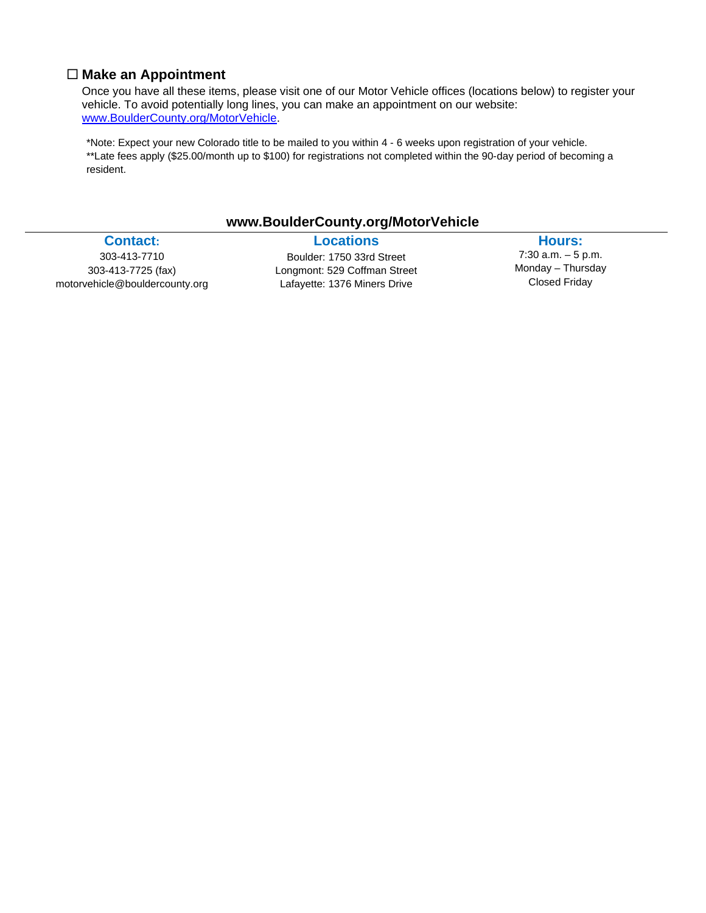## ☐ Make an Appointment

Once you have all these items, please visit one of our Motor Vehicle offices (locations below) to register your vehicle. To avoid potentially long lines, you can make an appointment on our website: [www.BoulderCounty.org/MotorVehicle](http://www.BoulderCounty.org/MotorVehicle).

*Note: Expect your new Colorado title to be mailed to you within 4 - 6 weeks upon registration of your vehicle.
**Late fees apply ($25.00/month up to $100) for registrations not completed within the 90-day period of becoming a resident.

**www.BoulderCounty.org/MotorVehicle**

---

| Contact: | Locations | Hours: |
|---|---|---|
| 303-413-7710 | Boulder: 1750 33rd Street | 7:30 a.m. – 5 p.m. |
| 303-413-7725 (fax) | Longmont: 529 Coffman Street | Monday – Thursday |
| motorvehicle@bouldercounty.org | Lafayette: 1376 Miners Drive | Closed Friday |